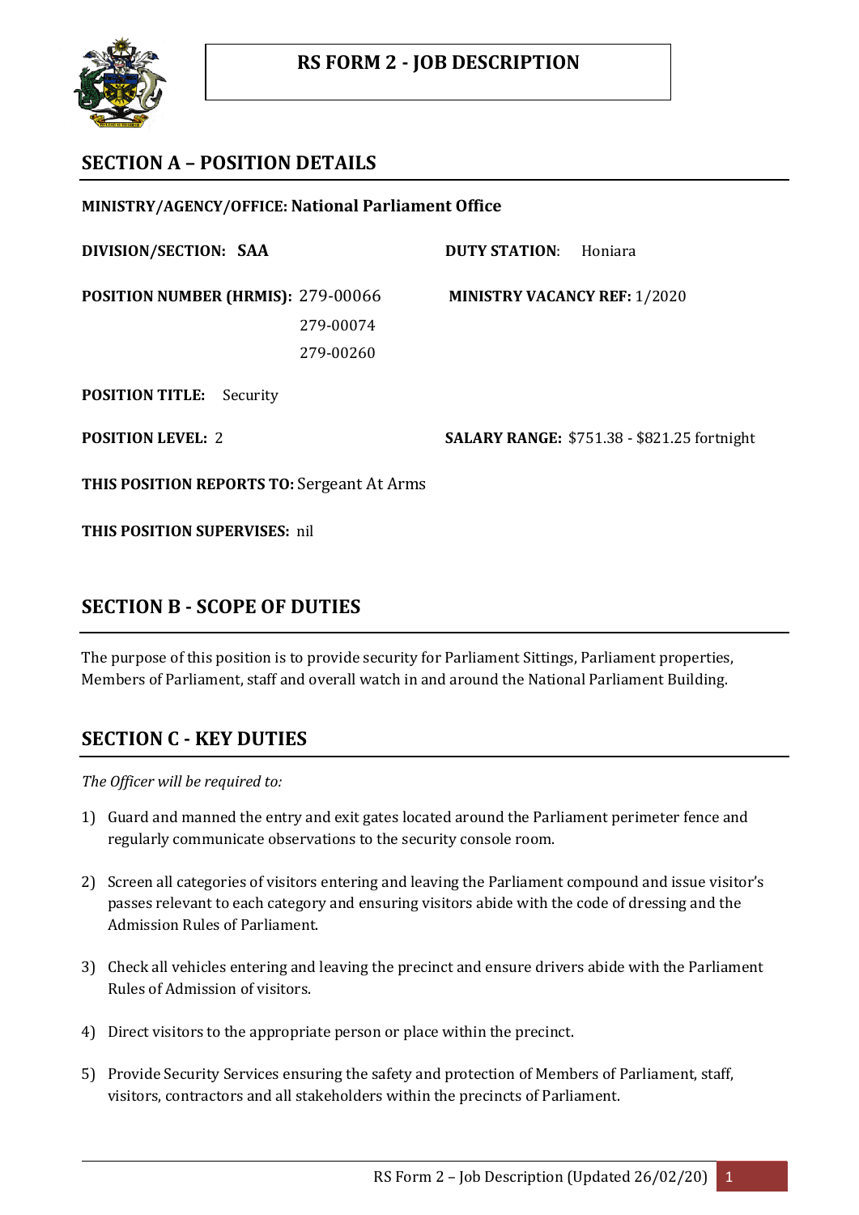# RS FORM 2 - JOB DESCRIPTION

## SECTION A – POSITION DETAILS

**MINISTRY/AGENCY/OFFICE: National Parliament Office**

**DIVISION/SECTION: SAA**

**DUTY STATION:** Honiara

**POSITION NUMBER (HRMIS):** 279-00066
279-00074
279-00260

**MINISTRY VACANCY REF:** 1/2020

**POSITION TITLE:** Security

**POSITION LEVEL:** 2

**SALARY RANGE:** $751.38 - $821.25 fortnight

**THIS POSITION REPORTS TO:** Sergeant At Arms

**THIS POSITION SUPERVISES:** nil

## SECTION B - SCOPE OF DUTIES

The purpose of this position is to provide security for Parliament Sittings, Parliament properties, Members of Parliament, staff and overall watch in and around the National Parliament Building.

## SECTION C - KEY DUTIES

*The Officer will be required to:*

1) Guard and manned the entry and exit gates located around the Parliament perimeter fence and regularly communicate observations to the security console room.

2) Screen all categories of visitors entering and leaving the Parliament compound and issue visitor's passes relevant to each category and ensuring visitors abide with the code of dressing and the Admission Rules of Parliament.

3) Check all vehicles entering and leaving the precinct and ensure drivers abide with the Parliament Rules of Admission of visitors.

4) Direct visitors to the appropriate person or place within the precinct.

5) Provide Security Services ensuring the safety and protection of Members of Parliament, staff, visitors, contractors and all stakeholders within the precincts of Parliament.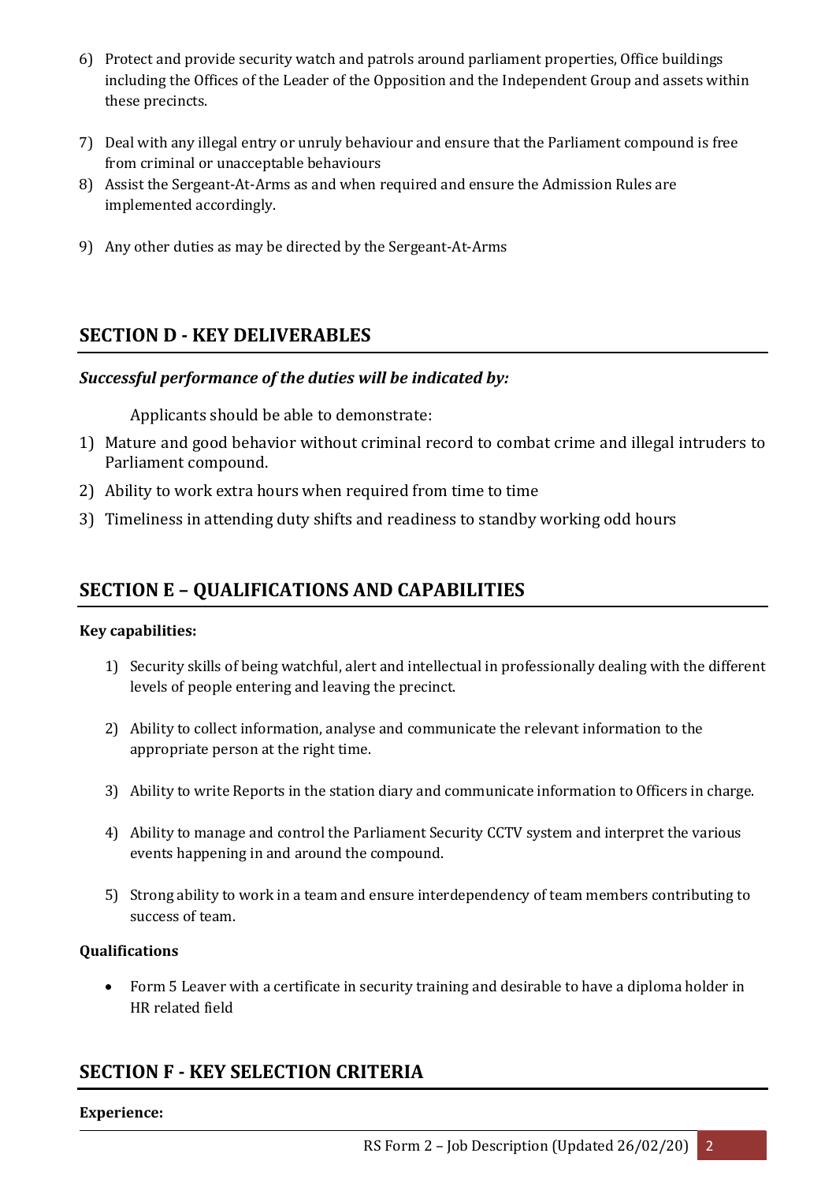6) Protect and provide security watch and patrols around parliament properties, Office buildings including the Offices of the Leader of the Opposition and the Independent Group and assets within these precincts.

7) Deal with any illegal entry or unruly behaviour and ensure that the Parliament compound is free from criminal or unacceptable behaviours
8) Assist the Sergeant-At-Arms as and when required and ensure the Admission Rules are implemented accordingly.

9) Any other duties as may be directed by the Sergeant-At-Arms

## SECTION D - KEY DELIVERABLES

***Successful performance of the duties will be indicated by:***

Applicants should be able to demonstrate:

1) Mature and good behavior without criminal record to combat crime and illegal intruders to Parliament compound.
2) Ability to work extra hours when required from time to time
3) Timeliness in attending duty shifts and readiness to standby working odd hours

## SECTION E – QUALIFICATIONS AND CAPABILITIES

**Key capabilities:**

1) Security skills of being watchful, alert and intellectual in professionally dealing with the different levels of people entering and leaving the precinct.

2) Ability to collect information, analyse and communicate the relevant information to the appropriate person at the right time.

3) Ability to write Reports in the station diary and communicate information to Officers in charge.

4) Ability to manage and control the Parliament Security CCTV system and interpret the various events happening in and around the compound.

5) Strong ability to work in a team and ensure interdependency of team members contributing to success of team.

**Qualifications**

- Form 5 Leaver with a certificate in security training and desirable to have a diploma holder in HR related field

## SECTION F - KEY SELECTION CRITERIA

**Experience:**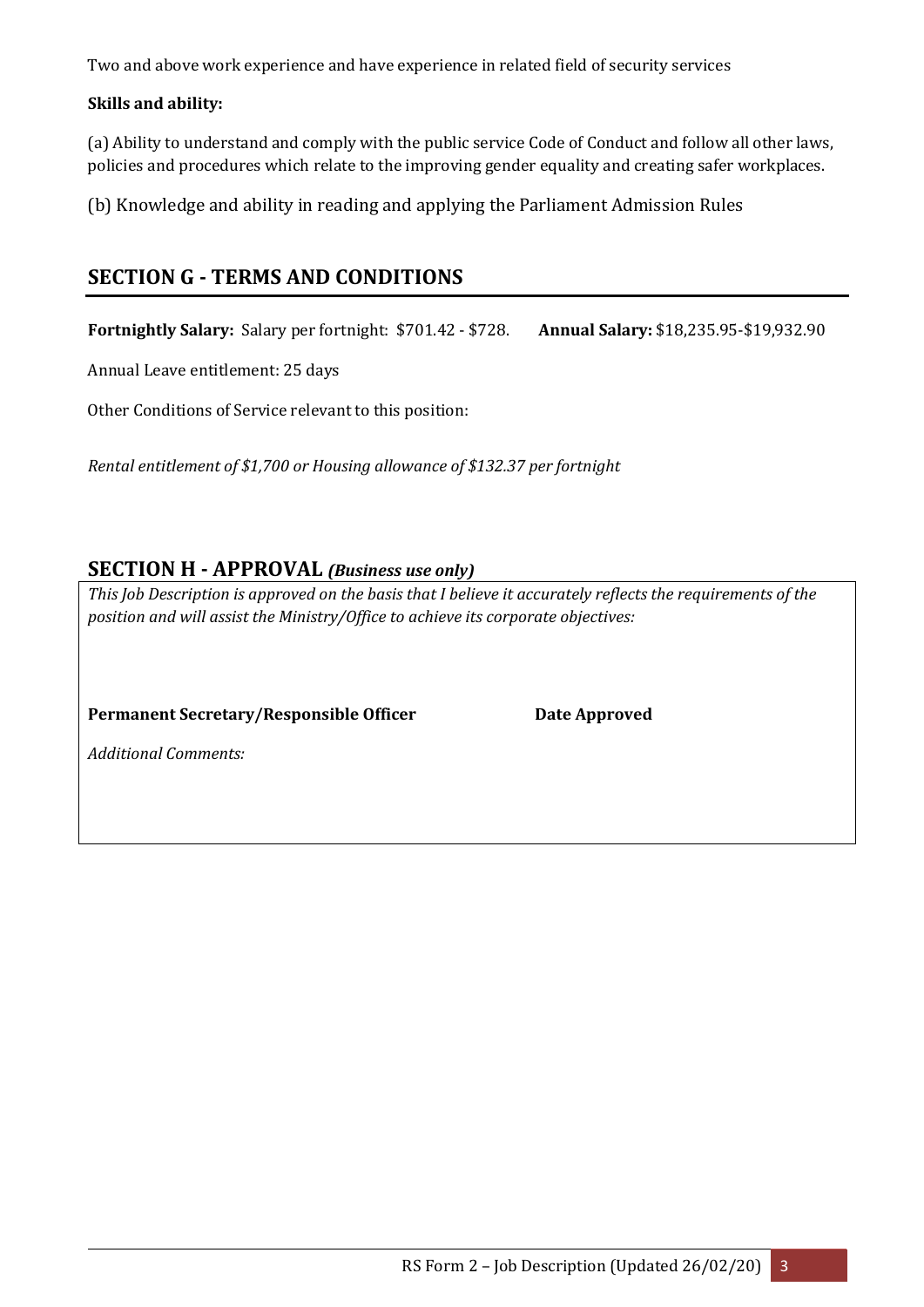Two and above work experience and have experience in related field of security services

**Skills and ability:**

(a) Ability to understand and comply with the public service Code of Conduct and follow all other laws, policies and procedures which relate to the improving gender equality and creating safer workplaces.

(b) Knowledge and ability in reading and applying the Parliament Admission Rules

## SECTION G - TERMS AND CONDITIONS

**Fortnightly Salary:** Salary per fortnight: $701.42 - $728. **Annual Salary:** $18,235.95-$19,932.90

Annual Leave entitlement: 25 days

Other Conditions of Service relevant to this position:

*Rental entitlement of $1,700 or Housing allowance of $132.37 per fortnight*

## SECTION H - APPROVAL *(Business use only)*

*This Job Description is approved on the basis that I believe it accurately reflects the requirements of the position and will assist the Ministry/Office to achieve its corporate objectives:*

**Permanent Secretary/Responsible Officer** **Date Approved**

*Additional Comments:*